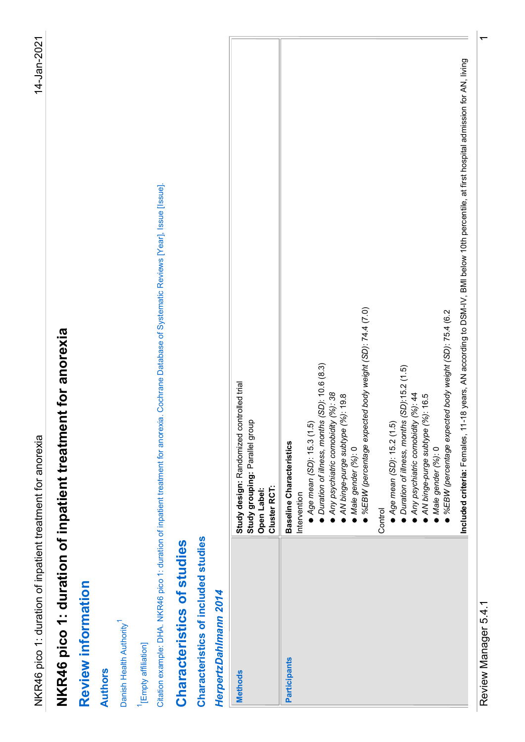# NKR46 pico 1: duration of inpatient treatment for anorexia

## Review information

### Authors

Danish Health Authority[1]

[1][Empty affiliation]

Citation example: DHA. NKR46 pico 1: duration of inpatient treatment for anorexia. Cochrane Database of Systematic Reviews [Year], Issue [Issue].

## Characteristics of studies

### Characteristics of included studies

#### *HerpertzDahlmann 2014*

| | |
|---|---|
| **Methods** | **Study design:** Randomized controlled trial<br>**Study grouping:** Parallel group<br>**Open Label:**<br>**Cluster RCT:** |
| **Participants** | **Baseline Characteristics**<br>Intervention<br>● *Age mean (SD)*: 15.3 (1.5)<br>● *Duration of illness, months (SD)*: 10.6 (8.3)<br>● *Any psychiatric comobidity (%)*: 38<br>● *AN binge-purge subtype (%)*: 19.8<br>● *Male gender (%)*: 0<br>● *%EBW (percentage expected body weight (SD)*: 74.4 (7.0)<br><br>Control<br>● *Age mean (SD)*: 15.2 (1.5)<br>● *Duration of illness, months (SD)*:15.2 (1.5)<br>● *Any psychiatric comobidity (%)*: 44<br>● *AN binge-purge subtype (%)*: 16.5<br>● *Male gender (%)*: 0<br>● *%EBW (percentage expected body weight (SD)*: 75.4 (6.2<br><br>**Included criteria:** Females, 11-18 years, AN according to DSM-IV, BMI below 10th percentile, at first hospital admission for AN, living |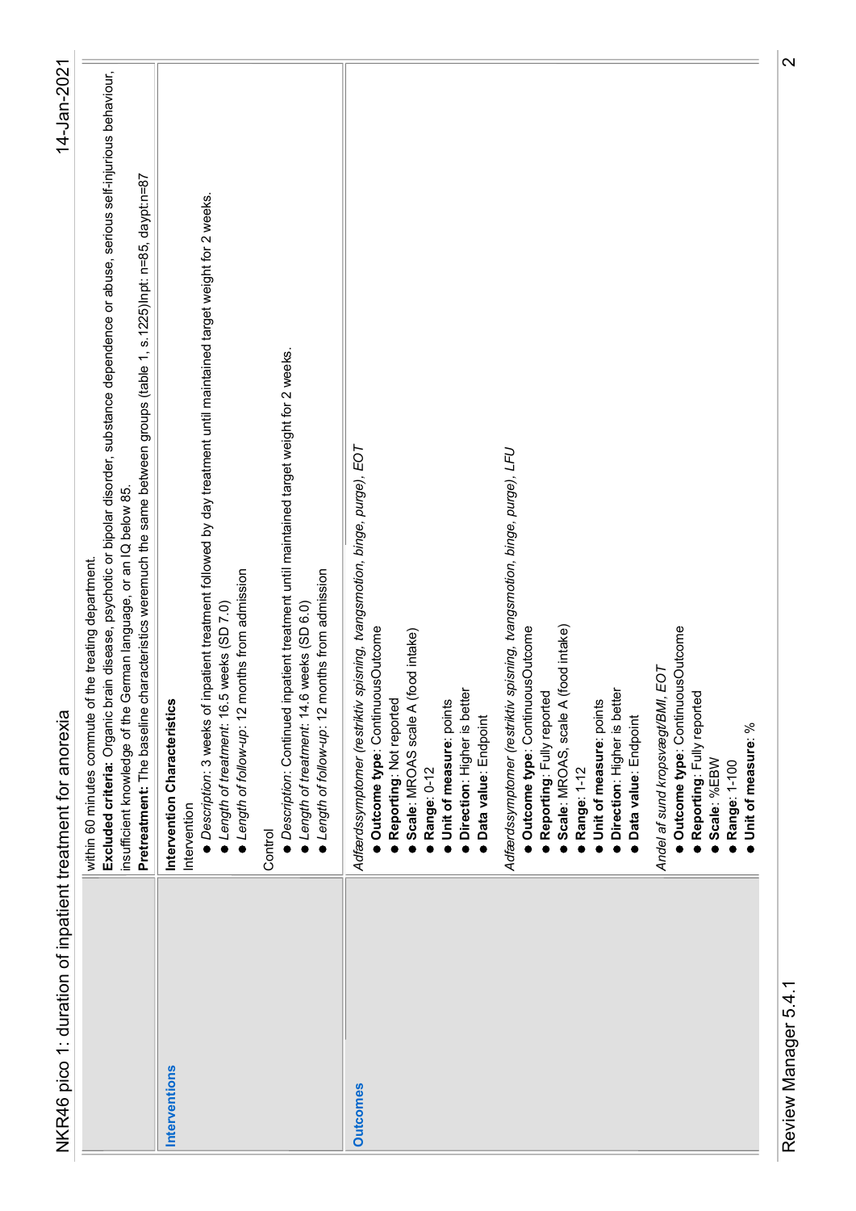| | |
|---|---|
| | within 60 minutes commute of the treating department.<br>**Excluded criteria:** Organic brain disease, psychotic or bipolar disorder, substance dependence or abuse, serious self-injurious behaviour, insufficient knowledge of the German language, or an IQ below 85.<br>**Pretreatment:** The baseline characteristics weremuch the same between groups (table 1, s.1225)Inpt: n=85, daypt:n=87 |
| **Interventions** | **Intervention Characteristics**<br>Intervention<br>● *Description*: 3 weeks of inpatient treatment followed by day treatment until maintained target weight for 2 weeks.<br>● *Length of treatment*: 16.5 weeks (SD 7.0)<br>● *Length of follow-up*: 12 months from admission<br><br>Control<br>● *Description*: Continued inpatient treatment until maintained target weight for 2 weeks.<br>● *Length of treatment*: 14.6 weeks (SD 6.0)<br>● *Length of follow-up*: 12 months from admission |
| **Outcomes** | *Adfærdssymptomer (restriktiv spisning, tvangsmotion, binge, purge), EOT*<br>● **Outcome type**: ContinuousOutcome<br>● **Reporting**: Not reported<br>● **Scale**: MROAS scale A (food intake)<br>● **Range**: 0-12<br>● **Unit of measure**: points<br>● **Direction**: Higher is better<br>● **Data value**: Endpoint<br><br>*Adfærdssymptomer (restriktiv spisning, tvangsmotion, binge, purge), LFU*<br>● **Outcome type**: ContinuousOutcome<br>● **Reporting**: Fully reported<br>● **Scale**: MROAS, scale A (food intake)<br>● **Range**: 1-12<br>● **Unit of measure**: points<br>● **Direction**: Higher is better<br>● **Data value**: Endpoint<br><br>*Andel af sund kropsvægt/BMI, EOT*<br>● **Outcome type**: ContinuousOutcome<br>● **Reporting**: Fully reported<br>● **Scale**: %EBW<br>● **Range**: 1-100<br>● **Unit of measure**: % |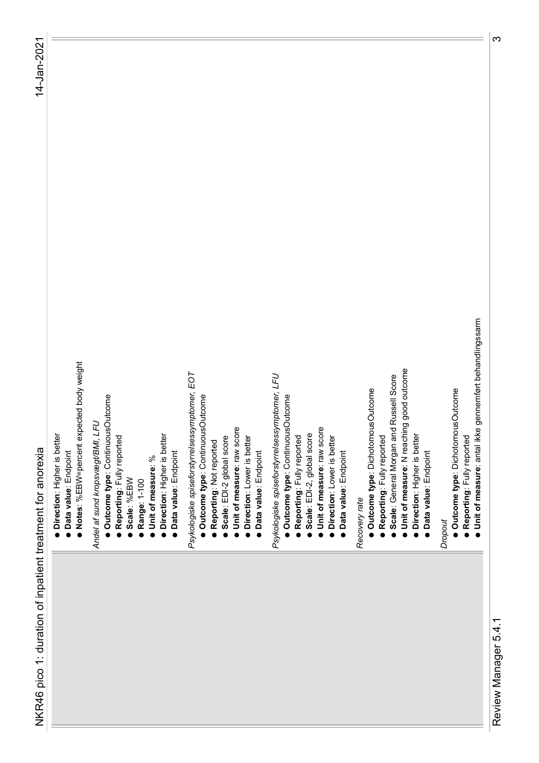- **Direction**: Higher is better
- **Data value**: Endpoint
- **Notes**: %EBW=percent expected body weight

*Andel af sund kropsvægt/BMI, LFU*

- **Outcome type**: ContinuousOutcome
- **Reporting**: Fully reported
- **Scale**: %EBW
- **Range**: 1-100
- **Unit of measure**: %
- **Direction**: Higher is better
- **Data value**: Endpoint

*Psykologiske spiseforstyrrelsessymptomer, EOT*

- **Outcome type**: ContinuousOutcome
- **Reporting**: Not reported
- **Scale**: EDI-2 global score
- **Unit of measure**: raw score
- **Direction**: Lower is better
- **Data value**: Endpoint

*Psykologiske spiseforstyrrelsessymptomer, LFU*

- **Outcome type**: ContinuousOutcome
- **Reporting**: Fully reported
- **Scale**: EDI-2, global score
- **Unit of measure**: raw score
- **Direction**: Lower is better
- **Data value**: Endpoint

*Recovery rate*

- **Outcome type**: DichotomousOutcome
- **Reporting**: Fully reported
- **Scale**: General Morgan and Russell Score
- **Unit of measure**: N reaching good outcome
- **Direction**: Higher is better
- **Data value**: Endpoint

*Dropout*

- **Outcome type**: DichotomousOutcome
- **Reporting**: Fully reported
- **Unit of measure**: antal ikke gennemført behandlingssarm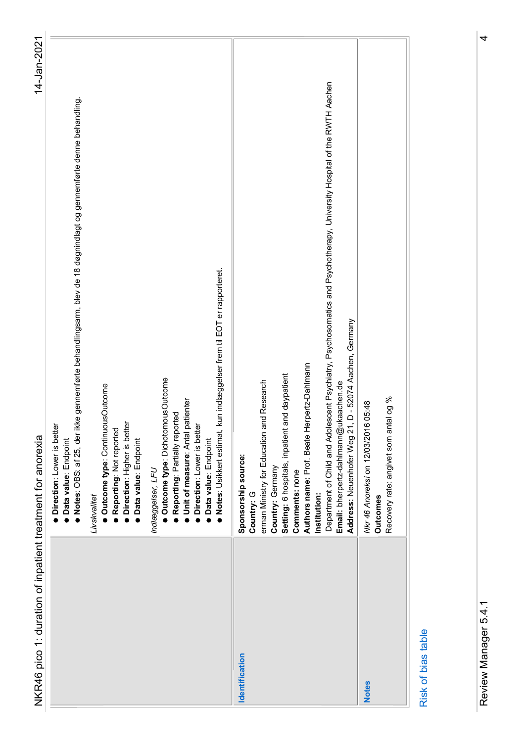| | |
|---|---|
| | • **Direction**: Lower is better<br>• **Data value**: Endpoint<br>• **Notes**: OBS: af 25, der ikke gennemførte behandlingsarm, blev de 18 døgnindlagt og gennemførte denne behandling.<br><br>*Livskvalitet*<br>• **Outcome type**: ContinuousOutcome<br>• **Reporting**: Not reported<br>• **Direction**: Higher is better<br>• **Data value**: Endpoint<br><br>*Indlæggelser, LFU*<br>• **Outcome type**: DichotomousOutcome<br>• **Reporting**: Partially reported<br>• **Unit of measure**: Antal patienter<br>• **Direction**: Lower is better<br>• **Data value**: Endpoint<br>• **Notes**: Usikkert estimat, kun indlæggelser frem til EOT er rapporteret. |
| **Identification** | **Sponsorship source:**<br>**Country:** G<br>erman Ministry for Education and Research<br>**Country:** Germany<br>**Setting:** 6 hospitals, inpatient and daypatient<br>**Comments:** none<br>**Authors name:** Prof. Beate Herpertz-Dahlmann<br>**Institution:**<br>Department of Child and Adolescent Psychiatry, Psychosomatics and Psychotherapy, University Hospital of the RWTH Aachen<br>**Email:** bherpertz-dahlmann@ukaachen.de<br>**Address:** Neuenhofer Weg 21, D - 52074 Aachen, Germany |
| **Notes** | *Nkr 46 Anoreksi* on 12/03/2016 05:48<br>**Outcomes**<br>Recovery rate: angivet som antal og % |

Risk of bias table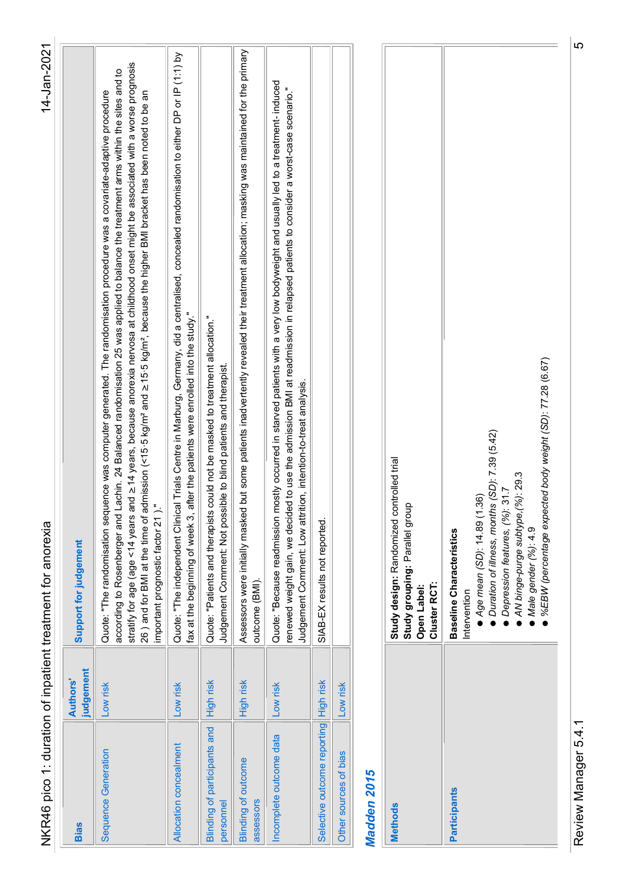| Bias | Authors' judgement | Support for judgement |
|---|---|---|
| Sequence Generation | Low risk | Quote: "The randomisation sequence was computer generated. The randomisation procedure was a covariate-adaptive procedure according to Rosenberger and Lachin. 24 Balanced randomisation 25 was applied to balance the treatment arms within the sites and to stratify for age (age <14 years and ≥14 years, because anorexia nervosa at childhood onset might be associated with a worse prognosis 26 ) and for BMI at the time of admission (<15·5 kg/m² and ≥15·5 kg/m², because the higher BMI bracket has been noted to be an important prognostic factor 21 )." |
| Allocation concealment | Low risk | Quote: "The independent Clinical Trials Centre in Marburg, Germany, did a centralised, concealed randomisation to either DP or IP (1:1) by fax at the beginning of week 3, after the patients were enrolled into the study." |
| Blinding of participants and personnel | High risk | Quote: "Patients and therapists could not be masked to treatment allocation." Judgement Comment: Not possible to blind patients and therapist. |
| Blinding of outcome assessors | High risk | Assessors were initially masked but some patients inadvertently revealed their treatment allocation; masking was maintained for the primary outcome (BMI). |
| Incomplete outcome data | Low risk | Quote: "Because readmission mostly occurred in starved patients with a very low bodyweight and usually led to a treatment- induced renewed weight gain, we decided to use the admission BMI at readmission in relapsed patients to consider a worst-case scenario." Judgement Comment: Low attrition, intention-to-treat analysis. |
| Selective outcome reporting | High risk | SIAB-EX results not reported. |
| Other sources of bias | Low risk | |

## *Madden 2015*

| | |
|---|---|
| **Methods** | **Study design:** Randomized controlled trial<br>**Study grouping:** Parallel group<br>**Open Label:**<br>**Cluster RCT:** |
| **Participants** | **Baseline Characteristics**<br>Intervention<br>● *Age mean (SD)*: 14.89 (1.36)<br>● *Duration of illness, months (SD)*: 7.39 (5.42)<br>● *Depression features, (%)*: 31.7<br>● *AN binge-purge subtype,(%)*: 29.3<br>● *Male gender (%)*: 4.9<br>● *%EBW (percentage expected body weight (SD)*: 77.28 (6.67) |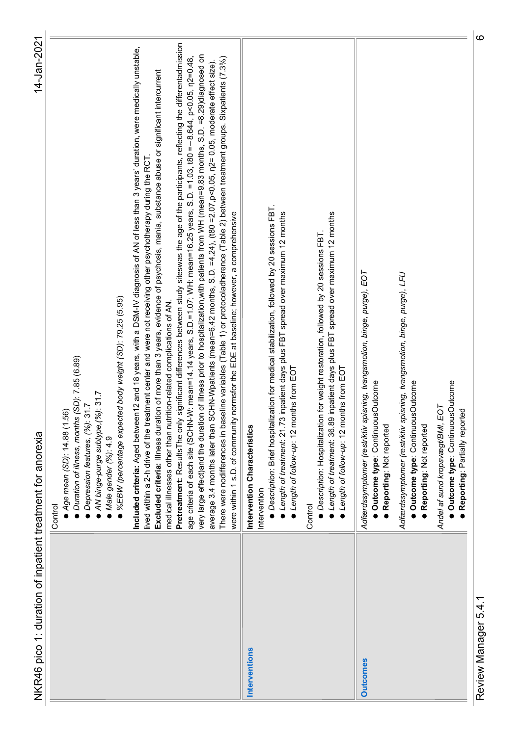| | |
|---|---|
| | Control<br>● *Age mean (SD)*: 14.88 (1.56)<br>● *Duration of illness, months (SD)*: 7.85 (6.89)<br>● *Depression features, (%)*: 31.7<br>● *AN binge-purge subtype,(%)*: 31.7<br>● *Male gender (%)*: 4.9<br>● *%EBW (percentage expected body weight (SD)*: 79.25 (5.95)<br><br>**Included criteria:** Aged between12 and 18 years, with a DSM-IV diagnosis of AN of less than 3 years' duration, were medically unstable, lived within a 2-h drive of the treatment center and were not receiving other psychotherapy during the RCT.<br>**Excluded criteria:** Illness duration of more than 3 years, evidence of psychosis, mania, substance abuse or significant intercurrent medical illnesses other than nutrition-related complications of AN.<br>**Pretreatment:** ResultsThe only significant differences between study siteswas the age of the participants, reflecting the differentadmission age criteria of each site (SCHN-W: mean=14.14 years, S.D.=1.07; WH: mean=16.25 years, S.D. =1.03, t80 =−8.644, p<0.05, η2=0.48, very large effect)and the duration of illness prior to hospitalization,with patients from WH (mean=9.83 months, S.D. =8.29)diagnosed on average 3.4 months later than SCHN-Wpatients (mean=6.42 months, S.D. =4.24), (t80 =2.07,p<0.05, η2= 0.05, moderate effect size). There were nodifferences in baseline variables (Table 1) or protocoladherence (Table 2) between treatment groups. Sixpatients (7.3%) were within 1 s.D. of community normsfor the EDE at baseline; however, a comprehensive |
| **Interventions** | **Intervention Characteristics**<br>Intervention<br>● *Description*: Brief hospitalization for medical stabilization, followed by 20 sessions FBT.<br>● *Length of treatment*: 21.73 inpatient days plus FBT spread over maximum 12 months<br>● *Length of follow-up*: 12 months from EOT<br><br>Control<br>● *Description*: Hospitalization for weight restoration, followed by 20 sessions FBT.<br>● *Length of treatment*: 36.89 inpatient days plus FBT spread over maximum 12 months<br>● *Length of follow-up*: 12 months from EOT |
| **Outcomes** | *Adfærdssymptomer (restriktiv spisning, tvangsmotion, binge, purge), EOT*<br>● **Outcome type**: ContinuousOutcome<br>● **Reporting**: Not reported<br><br>*Adfærdssymptomer (restriktiv spisning, tvangsmotion, binge, purge), LFU*<br>● **Outcome type**: ContinuousOutcome<br>● **Reporting**: Not reported<br><br>*Andel af sund kropsvægt/BMI, EOT*<br>● **Outcome type**: ContinuousOutcome<br>● **Reporting**: Partially reported |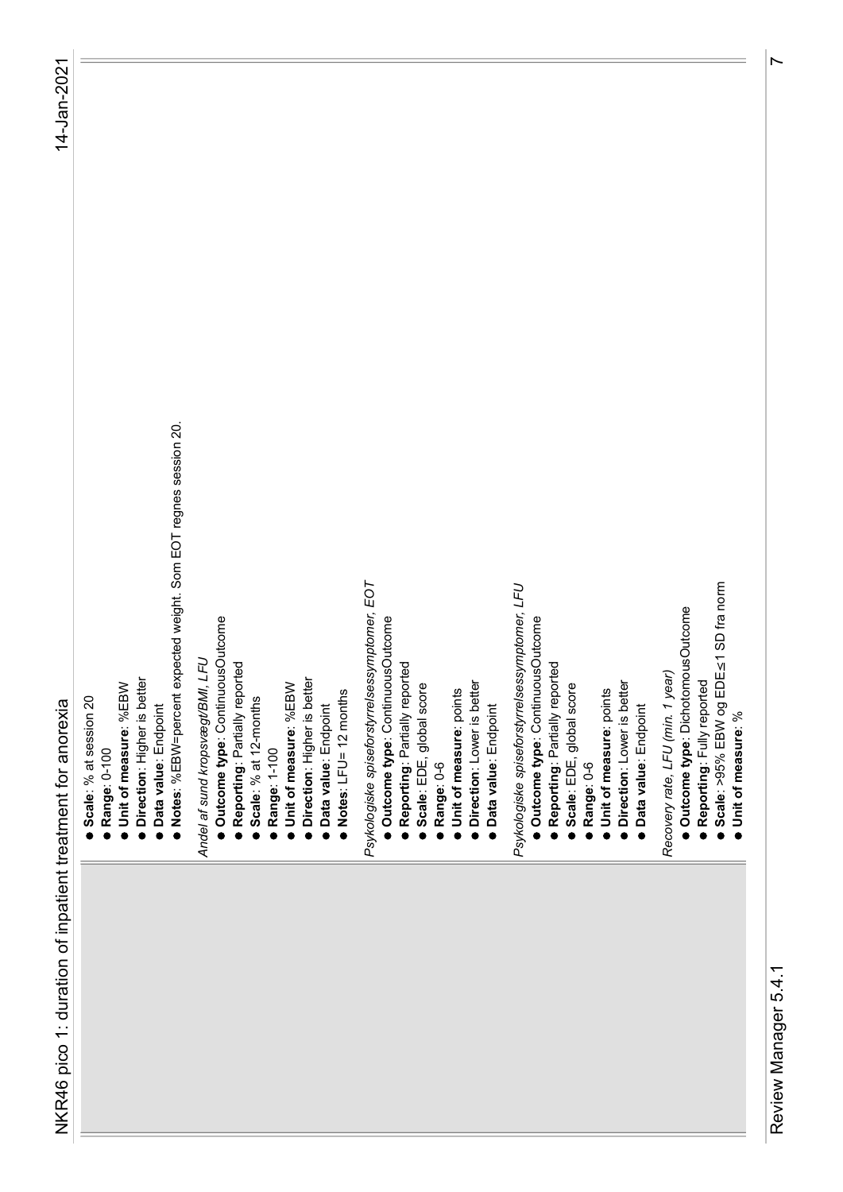- **Scale**: % at session 20
- **Range**: 0-100
- **Unit of measure**: %EBW
- **Direction**: Higher is better
- **Data value**: Endpoint
- **Notes**: %EBW=percent expected weight. Som EOT regnes session 20.

*Andel af sund kropsvægt/BMI, LFU*

- **Outcome type**: ContinuousOutcome
- **Reporting**: Partially reported
- **Scale**: % at 12-months
- **Range**: 1-100
- **Unit of measure**: %EBW
- **Direction**: Higher is better
- **Data value**: Endpoint
- **Notes**: LFU= 12 months

*Psykologiske spiseforstyrrelsessymptomer, EOT*

- **Outcome type**: ContinuousOutcome
- **Reporting**: Partially reported
- **Scale**: EDE, global score
- **Range**: 0-6
- **Unit of measure**: points
- **Direction**: Lower is better
- **Data value**: Endpoint

*Psykologiske spiseforstyrrelsessymptomer, LFU*

- **Outcome type**: ContinuousOutcome
- **Reporting**: Partially reported
- **Scale**: EDE, global score
- **Range**: 0-6
- **Unit of measure**: points
- **Direction**: Lower is better
- **Data value**: Endpoint

*Recovery rate, LFU (min. 1 year)*

- **Outcome type**: DichotomousOutcome
- **Reporting**: Fully reported
- **Scale**: >95% EBW og EDE≤1 SD fra norm
- **Unit of measure**: %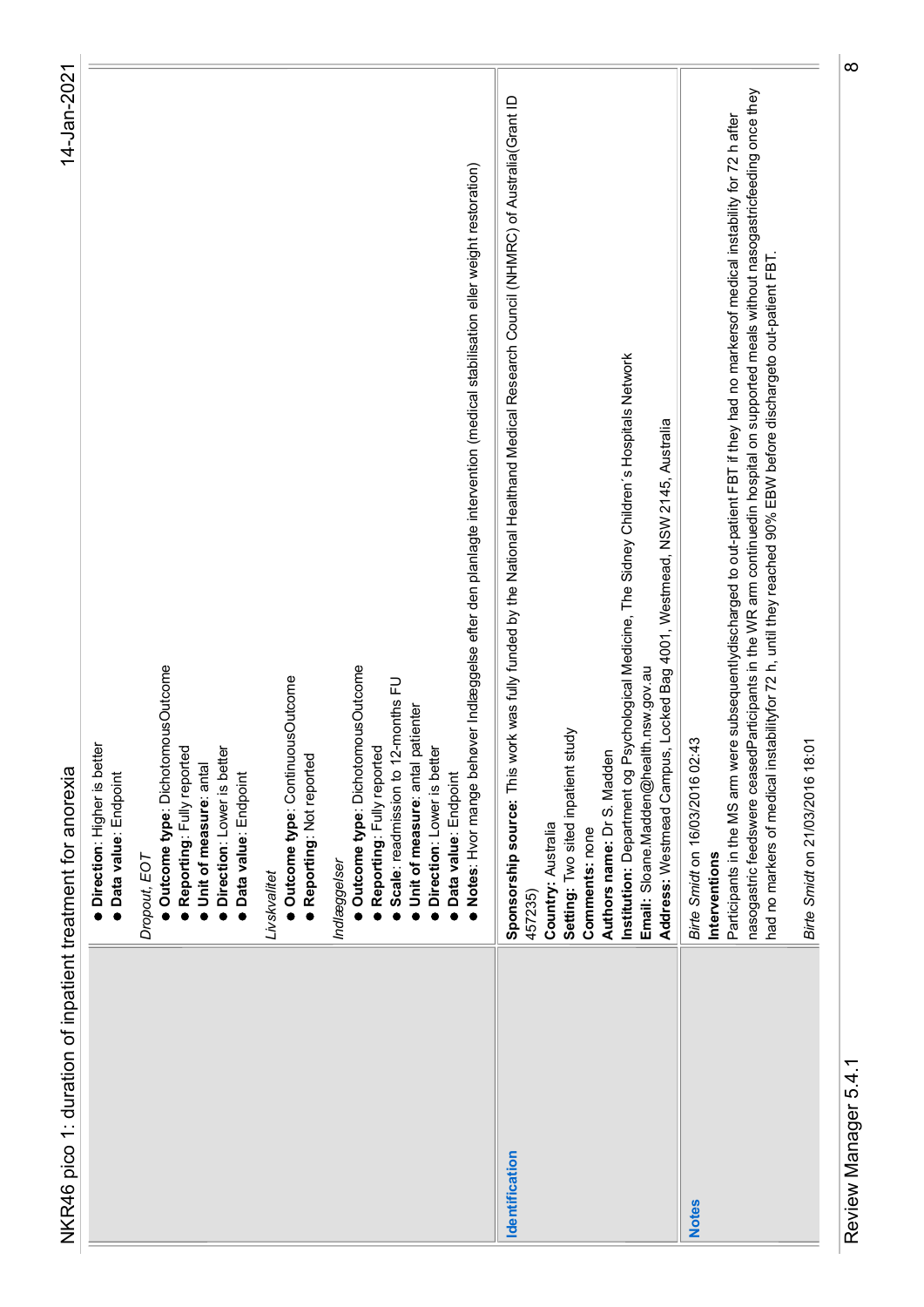| | |
|---|---|
| | ● **Direction**: Higher is better<br>● **Data value**: Endpoint<br><br>*Dropout, EOT*<br>● **Outcome type**: DichotomousOutcome<br>● **Reporting**: Fully reported<br>● **Unit of measure**: antal<br>● **Direction**: Lower is better<br>● **Data value**: Endpoint<br><br>*Livskvalitet*<br>● **Outcome type**: ContinuousOutcome<br>● **Reporting**: Not reported<br><br>*Indlæggelser*<br>● **Outcome type**: DichotomousOutcome<br>● **Reporting**: Fully reported<br>● **Scale**: readmission to 12-months FU<br>● **Unit of measure**: antal patienter<br>● **Direction**: Lower is better<br>● **Data value**: Endpoint<br>● **Notes**: Hvor mange behøver Indlæggelse efter den planlagte intervention (medical stabilisation eller weight restoration) |
| **Identification** | **Sponsorship source**: This work was fully funded by the National Healthand Medical Research Council (NHMRC) of Australia(Grant ID 457235)<br>**Country**: Australia<br>**Setting**: Two sited inpatient study<br>**Comments**: none<br>**Authors name**: Dr S. Madden<br>**Institution**: Department og Psychological Medicine, The Sidney Children´s Hospitals Network<br>**Email**: Sloane.Madden@health.nsw.gov.au<br>**Address**: Westmead Campus, Locked Bag 4001, Westmead, NSW 2145, Australia |
| **Notes** | *Birte Smidt* on 16/03/2016 02:43<br>**Interventions**<br>Participants in the MS arm were subsequentlydischarged to out-patient FBT if they had no markersof medical instability for 72 h after nasogastric feedswere ceasedParticipants in the WR arm continuedin hospital on supported meals without nasogastricfeeding once they had no markers of medical instabilityfor 72 h, until they reached 90% EBW before dischargeto out-patient FBT.<br><br>*Birte Smidt* on 21/03/2016 18:01 |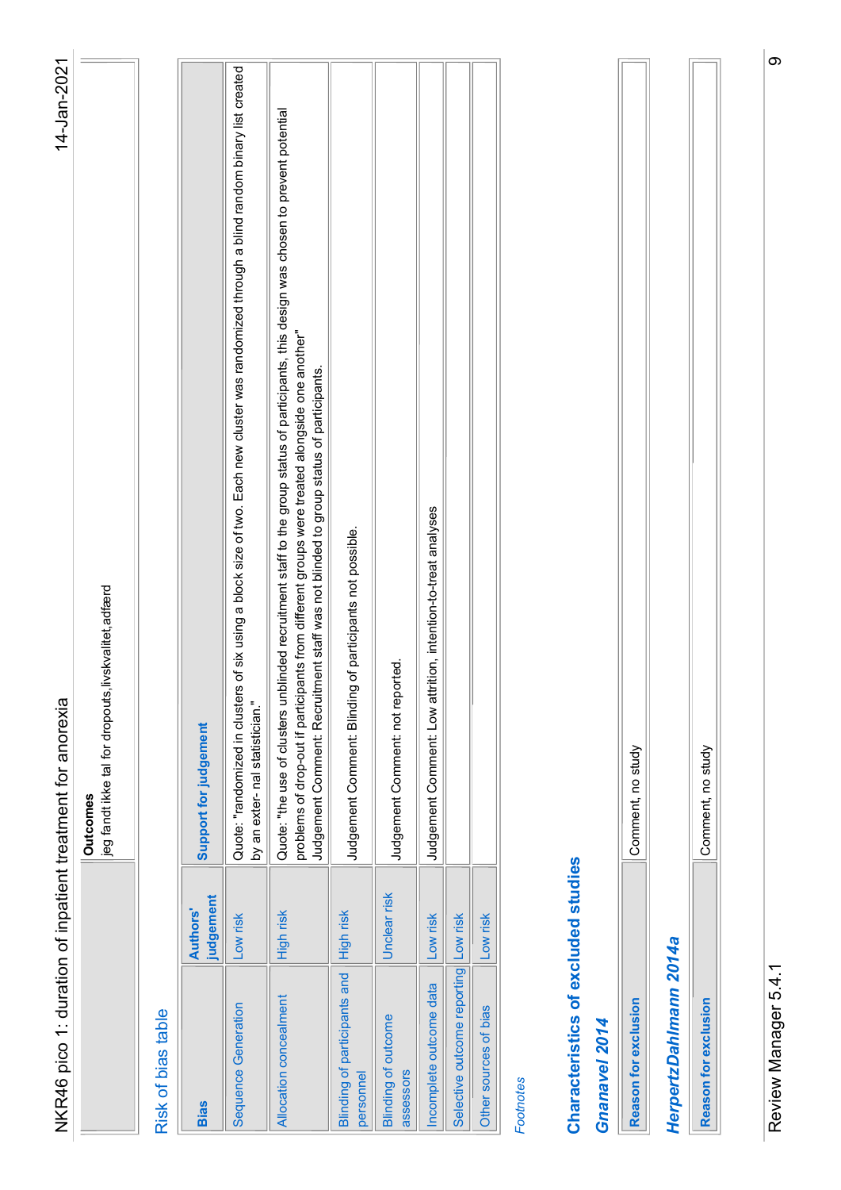| | |
|---|---|
| | **Outcomes**<br>jeg fandt ikke tal for dropouts,livskvalitet,adfærd |

### Risk of bias table

| Bias | Authors' judgement | Support for judgement |
|---|---|---|
| Sequence Generation | Low risk | Quote: "randomized in clusters of six using a block size of two. Each new cluster was randomized through a blind random binary list created by an exter- nal statistician." |
| Allocation concealment | High risk | Quote: "the use of clusters unblinded recruitment staff to the group status of participants, this design was chosen to prevent potential problems of drop-out if participants from different groups were treated alongside one another"<br>Judgement Comment: Recruitment staff was not blinded to group status of participants. |
| Blinding of participants and personnel | High risk | Judgement Comment: Blinding of participants not possible. |
| Blinding of outcome assessors | Unclear risk | Judgement Comment: not reported. |
| Incomplete outcome data | Low risk | Judgement Comment: Low attrition, intention-to-treat analyses |
| Selective outcome reporting | Low risk | |
| Other sources of bias | Low risk | |

*Footnotes*

## Characteristics of excluded studies

### *Gnanavel 2014*

| | |
|---|---|
| **Reason for exclusion** | Comment, no study |

### *HerpertzDahlmann 2014a*

| | |
|---|---|
| **Reason for exclusion** | Comment, no study |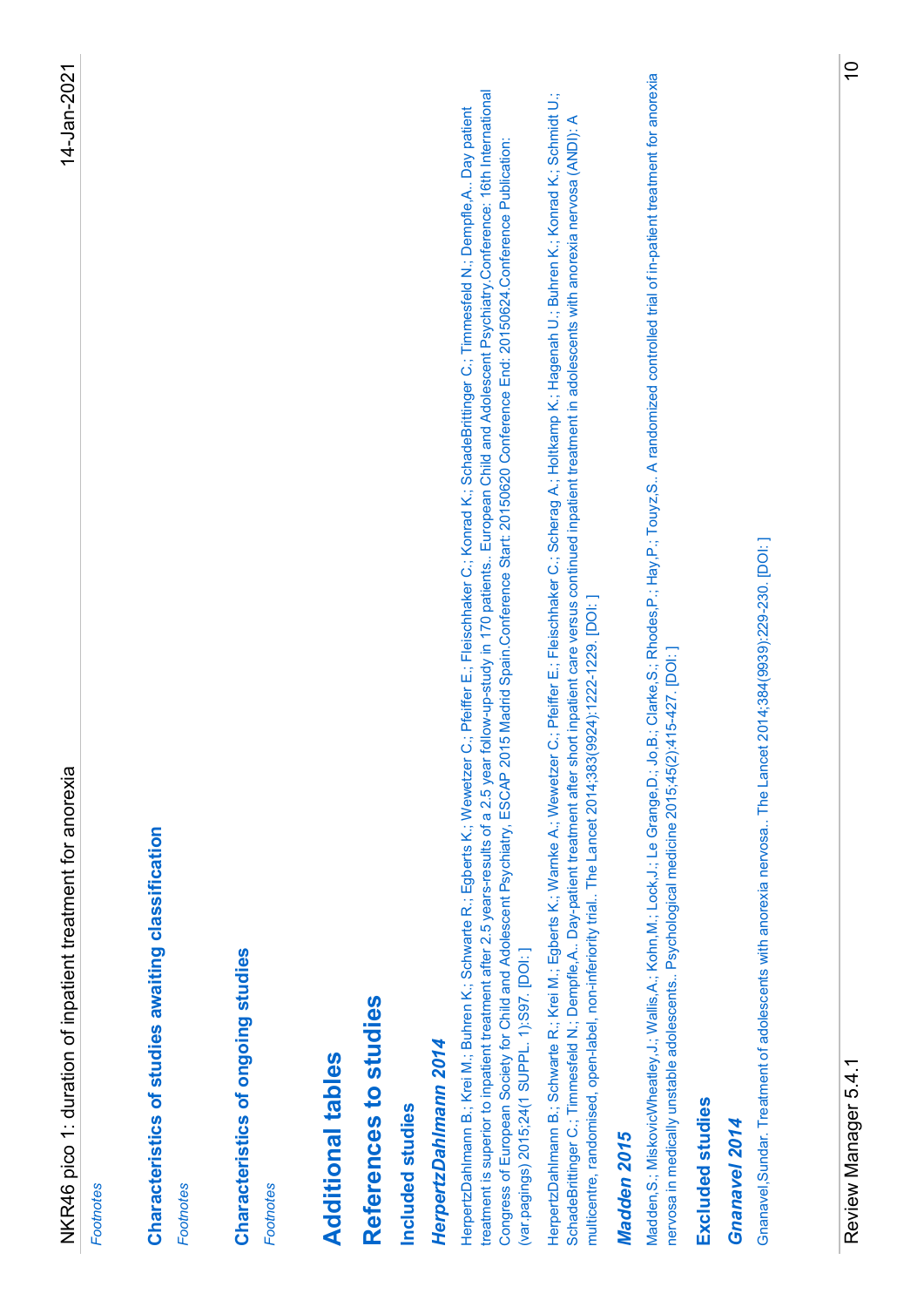*Footnotes*

## Characteristics of studies awaiting classification

*Footnotes*

## Characteristics of ongoing studies

*Footnotes*

# Additional tables

# References to studies

## Included studies

### *HerpertzDahlmann 2014*

HerpertzDahlmann B.; Krei M.; Buhren K.; Schwarte R.; Egberts K.; Wewetzer C.; Pfeiffer E.; Fleischhaker C.; Konrad K.; SchadeBrittinger C.; Timmesfeld N.; Dempfle,A.. Day patient treatment is superior to inpatient treatment after 2.5 years-results of a 2.5 year follow-up-study in 170 patients.. European Child and Adolescent Psychiatry.Conference: 16th International Congress of European Society for Child and Adolescent Psychiatry, ESCAP 2015 Madrid Spain.Conference Start: 20150620 Conference End: 20150624.Conference Publication: (var.pagings) 2015;24(1 SUPPL. 1):S97. [DOI: ]

HerpertzDahlmann B.; Schwarte R.; Krei M.; Egberts K.; Warnke A.; Wewetzer C.; Pfeiffer E.; Fleischhaker C.; Scherag A.; Holtkamp K.; Hagenah U.; Buhren K.; Konrad K.; Schmidt U.; SchadeBrittinger C.; Timmesfeld N.; Dempfle,A.. Day-patient treatment after short inpatient care versus continued inpatient treatment in adolescents with anorexia nervosa (ANDI): A multicentre, randomised, open-label, non-inferiority trial.. The Lancet 2014;383(9924):1222-1229. [DOI: ]

### *Madden 2015*

Madden,S.; MiskovicWheatley,J.; Wallis,A.; Kohn,M.; Lock,J.; Le Grange,D.; Jo,B.; Clarke,S.; Rhodes,P.; Hay,P.; Touyz,S.. A randomized controlled trial of in-patient treatment for anorexia nervosa in medically unstable adolescents.. Psychological medicine 2015;45(2):415-427. [DOI: ]

## Excluded studies

### *Gnanavel 2014*

Gnanavel,Sundar. Treatment of adolescents with anorexia nervosa.. The Lancet 2014;384(9939):229-230. [DOI: ]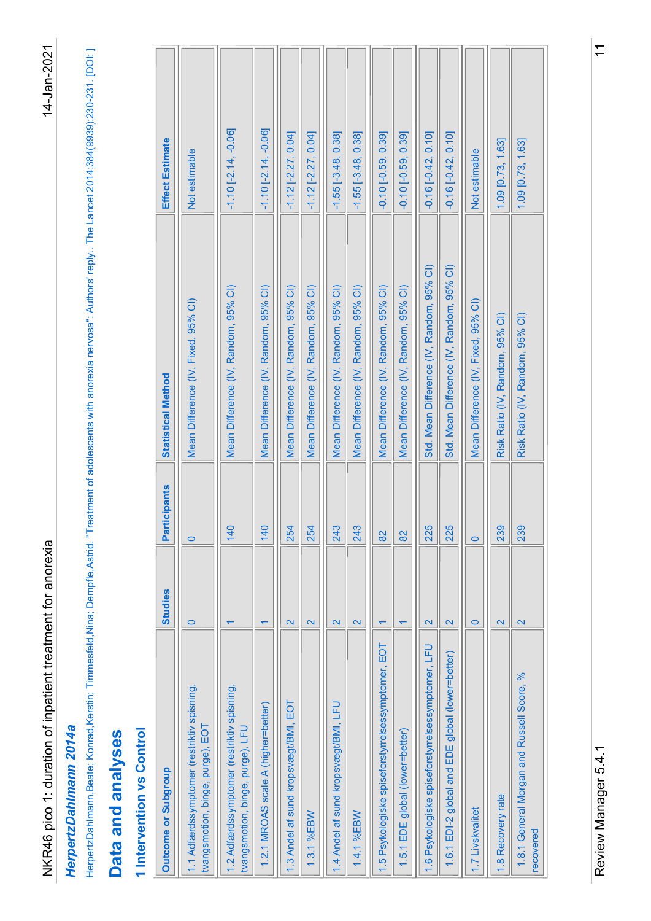## *HerpertzDahlmann 2014a*

HerpertzDahlmann,Beate; Timmesfeld,Nina; Dempfle,Astrid. "Treatment of adolescents with anorexia nervosa": Authors' reply.. The Lancet 2014;384(9939):230-231. [DOI: ]

# Data and analyses

## 1 Intervention vs Control

| Outcome or Subgroup | Studies | Participants | Statistical Method | Effect Estimate |
|---|---|---|---|---|
| 1.1 Adfærdssymptomer (restriktiv spisning, tvangsmotion, binge, purge), EOT | 0 | 0 | Mean Difference (IV, Fixed, 95% CI) | Not estimable |
| 1.2 Adfærdssymptomer (restriktiv spisning, tvangsmotion, binge, purge), LFU | 1 | 140 | Mean Difference (IV, Random, 95% CI) | -1.10 [-2.14, -0.06] |
| 1.2.1 MROAS scale A (higher=better) | 1 | 140 | Mean Difference (IV, Random, 95% CI) | -1.10 [-2.14, -0.06] |
| 1.3 Andel af sund kropsvægt/BMI, EOT | 2 | 254 | Mean Difference (IV, Random, 95% CI) | -1.12 [-2.27, 0.04] |
| 1.3.1 %EBW | 2 | 254 | Mean Difference (IV, Random, 95% CI) | -1.12 [-2.27, 0.04] |
| 1.4 Andel af sund kropsvægt/BMI, LFU | 2 | 243 | Mean Difference (IV, Random, 95% CI) | -1.55 [-3.48, 0.38] |
| 1.4.1 %EBW | 2 | 243 | Mean Difference (IV, Random, 95% CI) | -1.55 [-3.48, 0.38] |
| 1.5 Psykologiske spiseforstyrrelsessymptomer, EOT | 1 | 82 | Mean Difference (IV, Random, 95% CI) | -0.10 [-0.59, 0.39] |
| 1.5.1 EDE global (lower=better) | 1 | 82 | Mean Difference (IV, Random, 95% CI) | -0.10 [-0.59, 0.39] |
| 1.6 Psykologiske spiseforstyrrelsessymptomer, LFU | 2 | 225 | Std. Mean Difference (IV, Random, 95% CI) | -0.16 [-0.42, 0.10] |
| 1.6.1 EDI-2 global and EDE global (lower=better) | 2 | 225 | Std. Mean Difference (IV, Random, 95% CI) | -0.16 [-0.42, 0.10] |
| 1.7 Livskvalitet | 0 | 0 | Mean Difference (IV, Fixed, 95% CI) | Not estimable |
| 1.8 Recovery rate | 2 | 239 | Risk Ratio (IV, Random, 95% CI) | 1.09 [0.73, 1.63] |
| 1.8.1 General Morgan and Russell Score, % recovered | 2 | 239 | Risk Ratio (IV, Random, 95% CI) | 1.09 [0.73, 1.63] |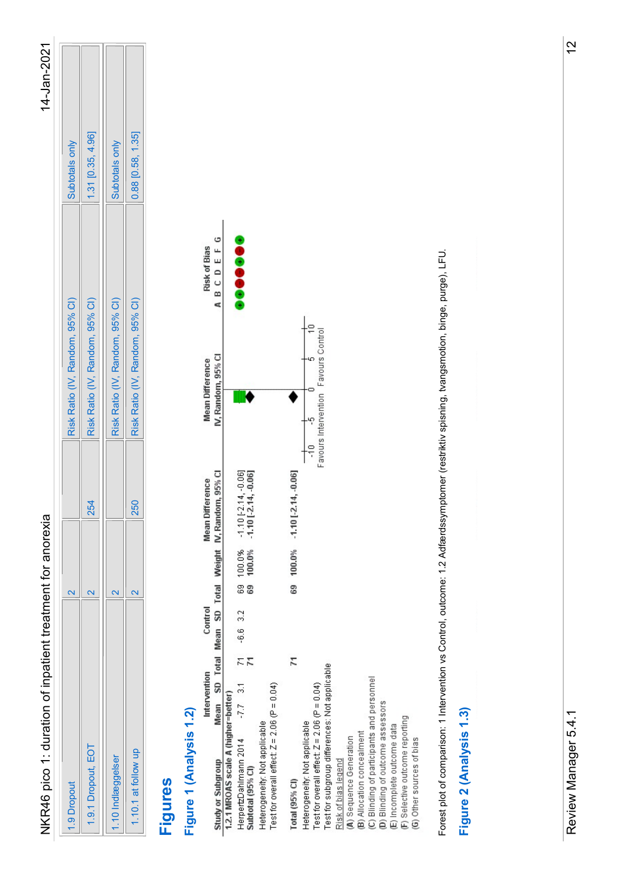| | | | | |
|---|---|---|---|---|
| 1.9 Dropout | 2 | | Risk Ratio (IV, Random, 95% CI) | Subtotals only |
| 1.9.1 Dropout, EOT | 2 | 254 | Risk Ratio (IV, Random, 95% CI) | 1.31 [0.35, 4.96] |
| 1.10 Indlæggelser | 2 | | Risk Ratio (IV, Random, 95% CI) | Subtotals only |
| 1.10.1 at follow up | 2 | 250 | Risk Ratio (IV, Random, 95% CI) | 0.88 [0.58, 1.35] |

# Figures

## Figure 1 (Analysis 1.2)

| Study or Subgroup | Intervention Mean | Intervention SD | Intervention Total | Control Mean | Control SD | Control Total | Weight | Mean Difference IV, Random, 95% CI | Risk of Bias A B C D E F G |
|---|---|---|---|---|---|---|---|---|---|
| **1.2.1 MROAS scale A (higher=better)** | | | | | | | | | |
| HerpertzDahlmann 2014 | -7.7 | 3.1 | 71 | -6.6 | 3.2 | 69 | 100.0% | -1.10 [-2.14, -0.06] | + + − − + − + |
| **Subtotal (95% CI)** | | | **71** | | | **69** | **100.0%** | **-1.10 [-2.14, -0.06]** | |
| Heterogeneity: Not applicable | | | | | | | | | |
| Test for overall effect: Z = 2.06 (P = 0.04) | | | | | | | | | |
| **Total (95% CI)** | | | **71** | | | **69** | **100.0%** | **-1.10 [-2.14, -0.06]** | |

Heterogeneity: Not applicable
Test for overall effect: Z = 2.06 (P = 0.04)
Test for subgroup differences: Not applicable

Favours Intervention | Favours Control (axis: -10, -5, 0, 5, 10)

Risk of bias legend
(A) Sequence Generation
(B) Allocation concealment
(C) Blinding of participants and personnel
(D) Blinding of outcome assessors
(E) Incomplete outcome data
(F) Selective outcome reporting
(G) Other sources of bias

Forest plot of comparison: 1 Intervention vs Control, outcome: 1.2 Adfærdssymptomer (restriktiv spisning, tvangsmotion, binge, purge), LFU.

## Figure 2 (Analysis 1.3)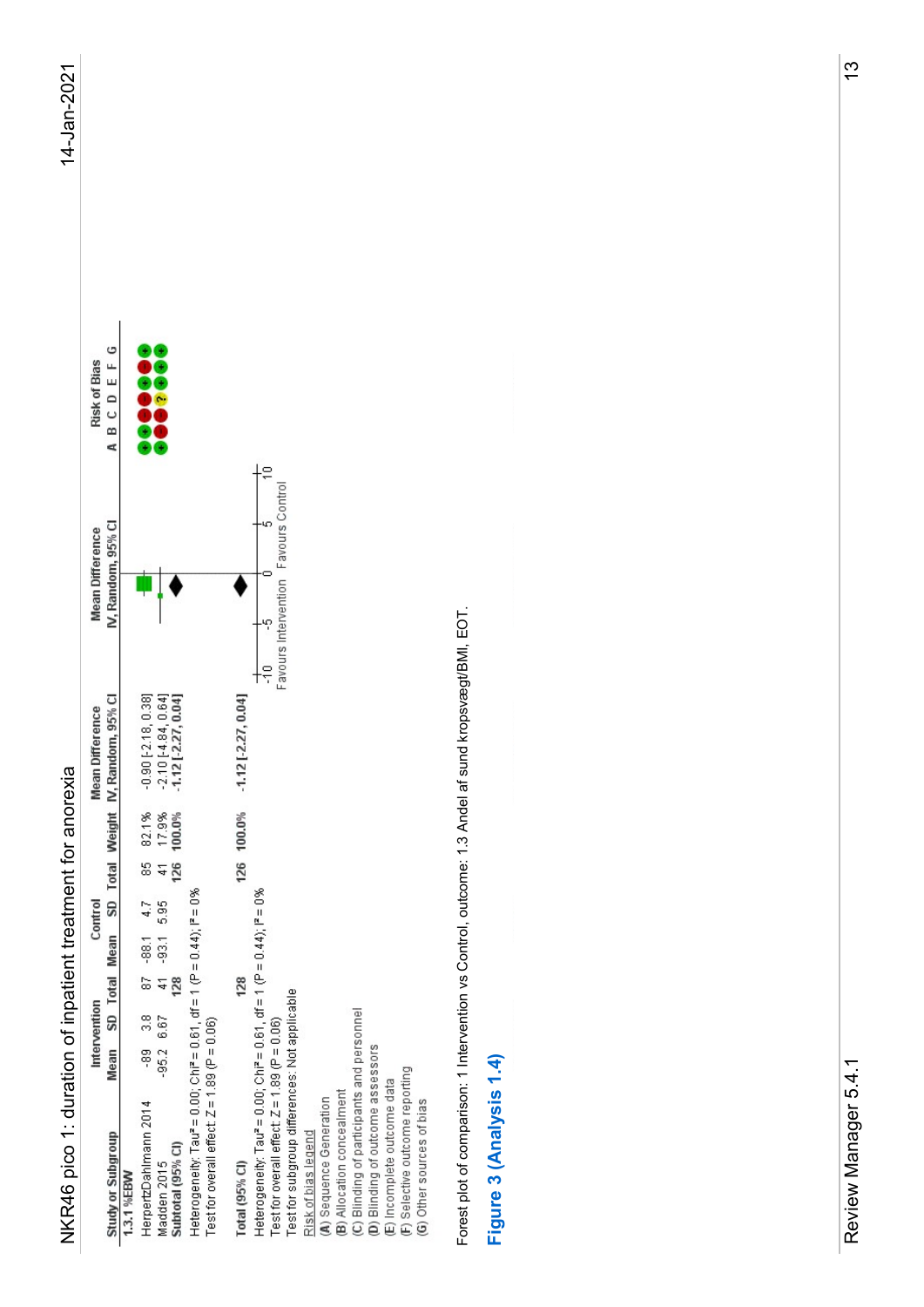| Study or Subgroup | Intervention | | | Control | | | Weight | Mean Difference IV, Random, 95% CI | Risk of Bias |
|---|---|---|---|---|---|---|---|---|---|
| | Mean | SD | Total | Mean | SD | Total | | | A B C D E F G |
| **1.3.1 %EBW** | | | | | | | | | |
| HerpertzDahlmann 2014 | -89 | 3.8 | 87 | -88.1 | 4.7 | 85 | 82.1% | -0.90 [-2.18, 0.38] | + + - - + - + |
| Madden 2015 | -95.2 | 6.67 | 41 | -93.1 | 5.95 | 41 | 17.9% | -2.10 [-4.84, 0.64] | + + - ? + + + |
| **Subtotal (95% CI)** | | | **128** | | | **126** | **100.0%** | **-1.12 [-2.27, 0.04]** | |
| Heterogeneity: Tau² = 0.00; Chi² = 0.61, df = 1 (P = 0.44); I² = 0% | | | | | | | | | |
| Test for overall effect: Z = 1.89 (P = 0.06) | | | | | | | | | |
| **Total (95% CI)** | | | **128** | | | **126** | **100.0%** | **-1.12 [-2.27, 0.04]** | |
| Heterogeneity: Tau² = 0.00; Chi² = 0.61, df = 1 (P = 0.44); I² = 0% | | | | | | | | | |
| Test for overall effect: Z = 1.89 (P = 0.06) | | | | | | | | | |
| Test for subgroup differences: Not applicable | | | | | | | | | |

Favours Intervention / Favours Control (axis: -10, -5, 0, 5, 10)

Risk of bias legend
(A) Sequence Generation
(B) Allocation concealment
(C) Blinding of participants and personnel
(D) Blinding of outcome assessors
(E) Incomplete outcome data
(F) Selective outcome reporting
(G) Other sources of bias

Forest plot of comparison: 1 Intervention vs Control, outcome: 1.3 Andel af sund kropsvægt/BMI, EOT.

## Figure 3 (Analysis 1.4)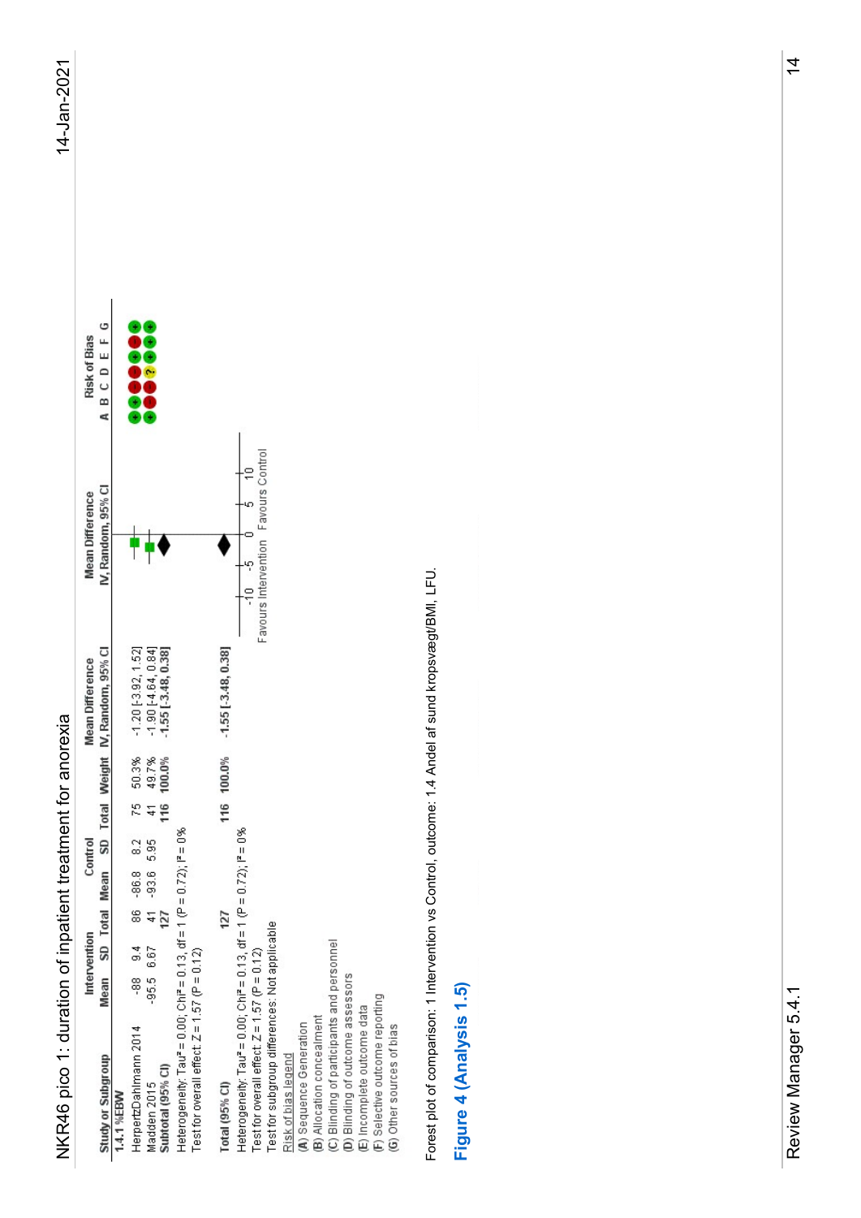| Study or Subgroup | Intervention Mean | Intervention SD | Intervention Total | Control Mean | Control SD | Control Total | Weight | Mean Difference IV, Random, 95% CI | Risk of Bias A B C D E F G |
|---|---|---|---|---|---|---|---|---|---|
| **1.4.1 %EBW** | | | | | | | | | |
| HerpertzDahlmann 2014 | -88 | 9.4 | 86 | -86.8 | 8.2 | 75 | 50.3% | -1.20 [-3.92, 1.52] | + + − − + − + |
| Madden 2015 | -95.5 | 6.67 | 41 | -93.6 | 5.95 | 41 | 49.7% | -1.90 [-4.64, 0.84] | + − − ? + + + |
| **Subtotal (95% CI)** | | | **127** | | | **116** | **100.0%** | **-1.55 [-3.48, 0.38]** | |
| Heterogeneity: Tau² = 0.00; Chi² = 0.13, df = 1 (P = 0.72); I² = 0% | | | | | | | | | |
| Test for overall effect: Z = 1.57 (P = 0.12) | | | | | | | | | |
| **Total (95% CI)** | | | **127** | | | **116** | **100.0%** | **-1.55 [-3.48, 0.38]** | |

Heterogeneity: Tau² = 0.00; Chi² = 0.13, df = 1 (P = 0.72); I² = 0%
Test for overall effect: Z = 1.57 (P = 0.12)
Test for subgroup differences: Not applicable

Favours Intervention / Favours Control (axis: -10, -5, 0, 5, 10)

Risk of bias legend
(A) Sequence Generation
(B) Allocation concealment
(C) Blinding of participants and personnel
(D) Blinding of outcome assessors
(E) Incomplete outcome data
(F) Selective outcome reporting
(G) Other sources of bias

Forest plot of comparison: 1 Intervention vs Control, outcome: 1.4 Andel af sund kropsvægt/BMI, LFU.

## Figure 4 (Analysis 1.5)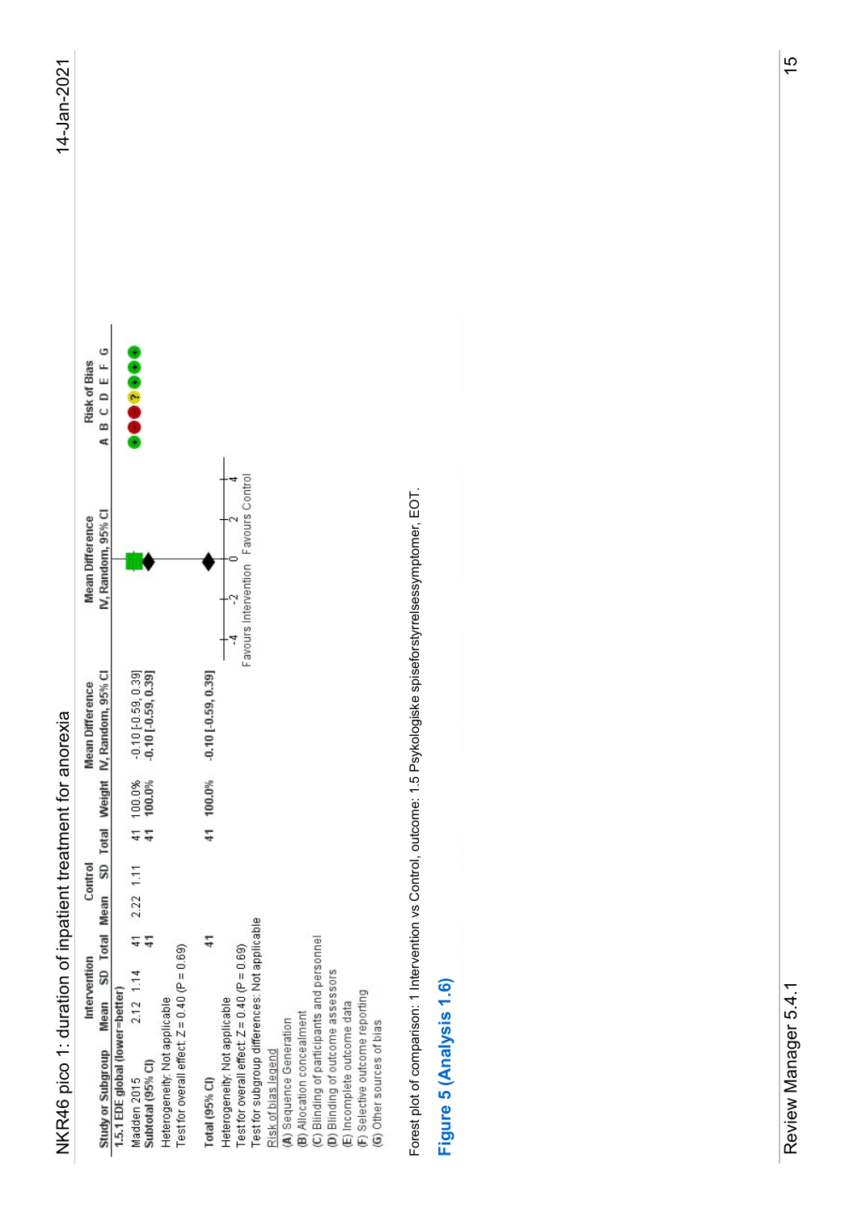# NKR46 pico 1: duration of inpatient treatment for anorexia

| Study or Subgroup | Intervention Mean | Intervention SD | Intervention Total | Control Mean | Control SD | Control Total | Weight | Mean Difference IV, Random, 95% CI | Risk of Bias A B C D E F G |
|---|---|---|---|---|---|---|---|---|---|
| **1.5.1 EDE global (lower=better)** | | | | | | | | | |
| Madden 2015 | 2.12 | 1.14 | 41 | 2.22 | 1.11 | 41 | 100.0% | -0.10 [-0.59, 0.39] | + − − ? + + + |
| **Subtotal (95% CI)** | | | **41** | | | **41** | **100.0%** | **-0.10 [-0.59, 0.39]** | |
| Heterogeneity: Not applicable | | | | | | | | | |
| Test for overall effect: Z = 0.40 (P = 0.69) | | | | | | | | | |
| **Total (95% CI)** | | | **41** | | | **41** | **100.0%** | **-0.10 [-0.59, 0.39]** | |
| Heterogeneity: Not applicable | | | | | | | | | |
| Test for overall effect: Z = 0.40 (P = 0.69) | | | | | | | | | |
| Test for subgroup differences: Not applicable | | | | | | | | | |

Mean Difference IV, Random, 95% CI (axis: -4, -2, 0, 2, 4; Favours Intervention / Favours Control)

Risk of bias legend
(A) Sequence Generation
(B) Allocation concealment
(C) Blinding of participants and personnel
(D) Blinding of outcome assessors
(E) Incomplete outcome data
(F) Selective outcome reporting
(G) Other sources of bias

Forest plot of comparison: 1 Intervention vs Control, outcome: 1.5 Psykologiske spiseforstyrrelsessymptomer, EOT.

## Figure 5 (Analysis 1.6)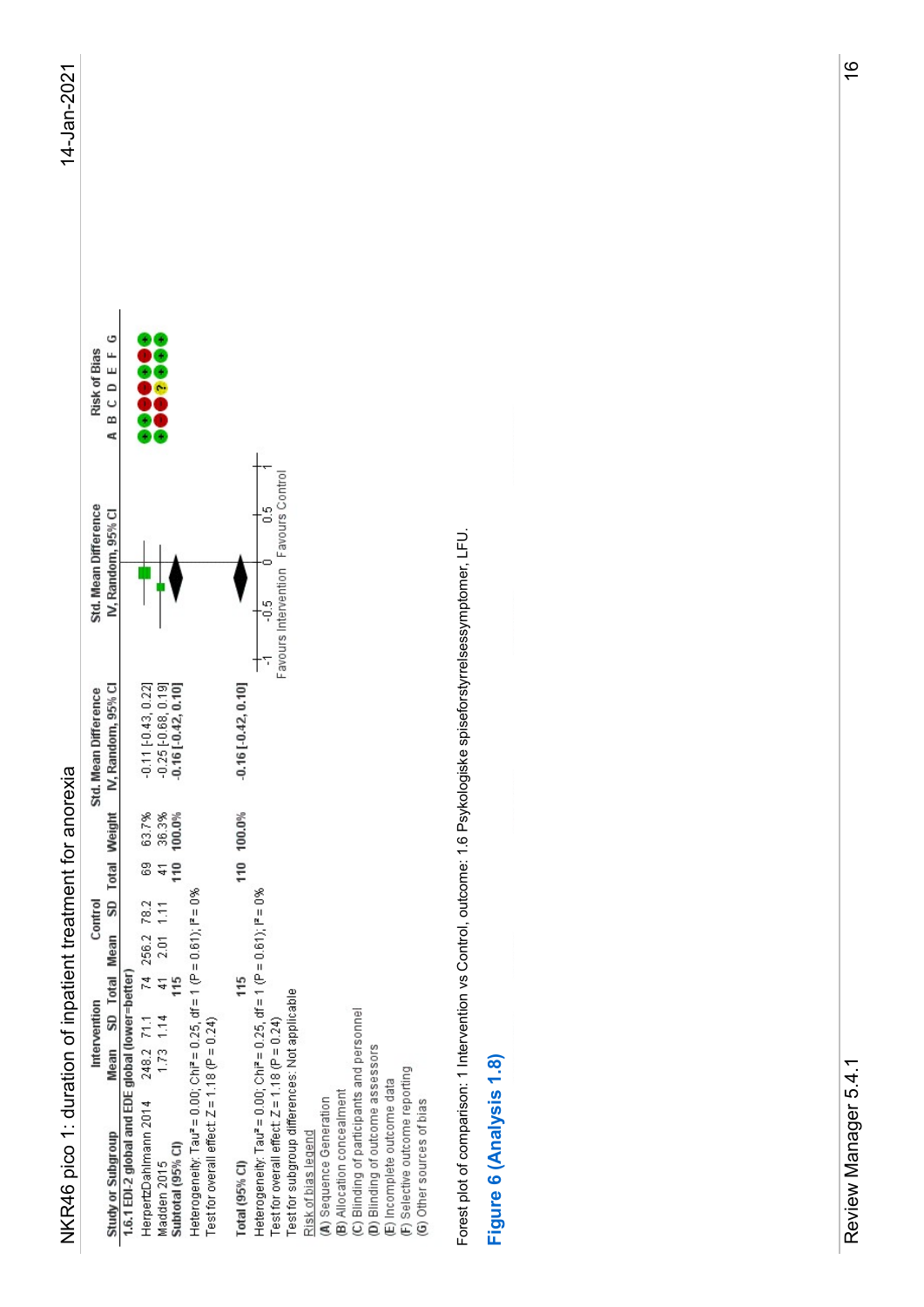NKR46 pico 1: duration of inpatient treatment for anorexia

| Study or Subgroup | Intervention | | | Control | | | Weight | Std. Mean Difference IV, Random, 95% CI | Risk of Bias A B C D E F G |
|---|---|---|---|---|---|---|---|---|---|
| | Mean | SD | Total | Mean | SD | Total | | | |
| **1.6.1 EDI-2 global and EDE global (lower=better)** | | | | | | | | | |
| HerpertzDahlmann 2014 | 248.2 | 71.1 | 74 | 256.2 | 78.2 | 69 | 63.7% | -0.11 [-0.43, 0.22] | + + − − + − + |
| Madden 2015 | 1.73 | 1.14 | 41 | 2.01 | 1.11 | 41 | 36.3% | -0.25 [-0.68, 0.19] | + − − ? + + + |
| **Subtotal (95% CI)** | | | **115** | | | **110** | **100.0%** | **-0.16 [-0.42, 0.10]** | |
| Heterogeneity: Tau² = 0.00; Chi² = 0.25, df = 1 (P = 0.61); I² = 0% | | | | | | | | | |
| Test for overall effect: Z = 1.18 (P = 0.24) | | | | | | | | | |
| **Total (95% CI)** | | | **115** | | | **110** | **100.0%** | **-0.16 [-0.42, 0.10]** | |
| Heterogeneity: Tau² = 0.00; Chi² = 0.25, df = 1 (P = 0.61); I² = 0% | | | | | | | | | |
| Test for overall effect: Z = 1.18 (P = 0.24) | | | | | | | | | |
| Test for subgroup differences: Not applicable | | | | | | | | | |

Axis: -1, -0.5, 0, 0.5, 1 — Favours Intervention / Favours Control

Risk of bias legend
(A) Sequence Generation
(B) Allocation concealment
(C) Blinding of participants and personnel
(D) Blinding of outcome assessors
(E) Incomplete outcome data
(F) Selective outcome reporting
(G) Other sources of bias

Forest plot of comparison: 1 Intervention vs Control, outcome: 1.6 Psykologiske spiseforstyrrelsessymptomer, LFU.

## Figure 6 (Analysis 1.8)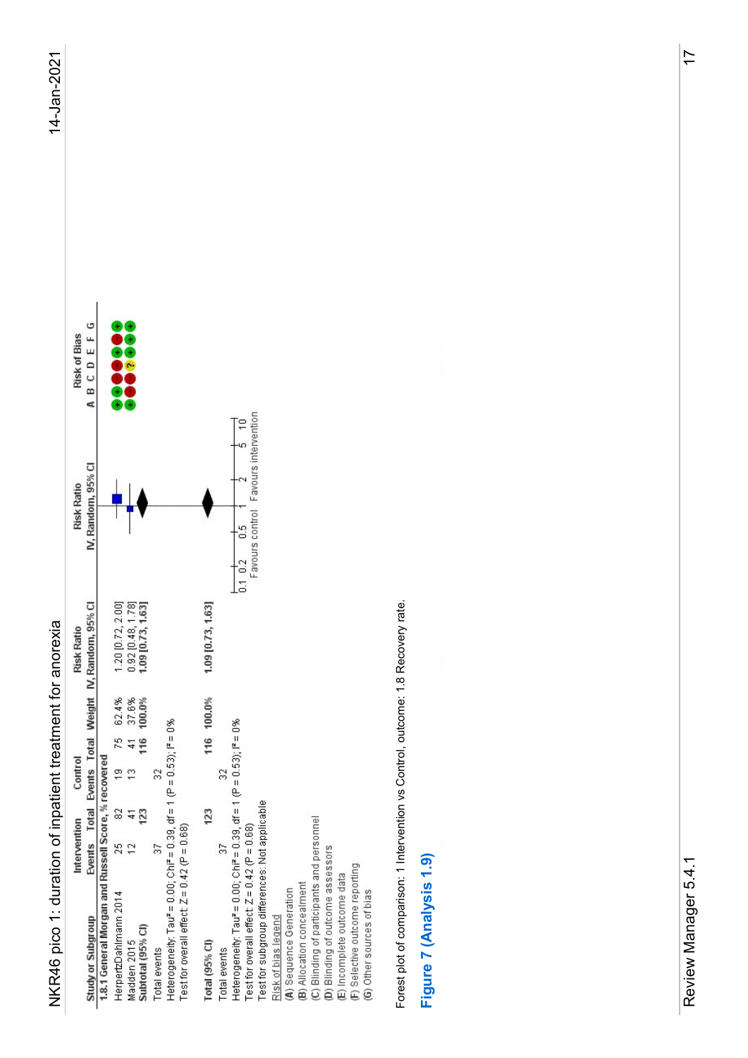# NKR46 pico 1: duration of inpatient treatment for anorexia

| Study or Subgroup | Intervention Events | Intervention Total | Control Events | Control Total | Weight | Risk Ratio IV, Random, 95% CI | Risk of Bias A B C D E F G |
|---|---|---|---|---|---|---|---|
| **1.8.1 General Morgan and Russell Score, % recovered** | | | | | | | |
| HerpertzDahlmann 2014 | 25 | 82 | 19 | 75 | 62.4% | 1.20 [0.72, 2.00] | + + − − + − + |
| Madden 2015 | 12 | 41 | 13 | 41 | 37.6% | 0.92 [0.48, 1.78] | + + − ? + + + |
| **Subtotal (95% CI)** | | **123** | | **116** | **100.0%** | **1.09 [0.73, 1.63]** | |
| Total events | 37 | | 32 | | | | |
| Heterogeneity: Tau² = 0.00; Chi² = 0.39, df = 1 (P = 0.53); I² = 0% | | | | | | | |
| Test for overall effect: Z = 0.42 (P = 0.68) | | | | | | | |
| **Total (95% CI)** | | **123** | | **116** | **100.0%** | **1.09 [0.73, 1.63]** | |
| Total events | 37 | | 32 | | | | |
| Heterogeneity: Tau² = 0.00; Chi² = 0.39, df = 1 (P = 0.53); I² = 0% | | | | | | | |
| Test for overall effect: Z = 0.42 (P = 0.68) | | | | | | | |
| Test for subgroup differences: Not applicable | | | | | | | |

Axis: 0.1 0.2 0.5 1 2 5 10 — Favours control / Favours intervention

Risk of bias legend
(A) Sequence Generation
(B) Allocation concealment
(C) Blinding of participants and personnel
(D) Blinding of outcome assessors
(E) Incomplete outcome data
(F) Selective outcome reporting
(G) Other sources of bias

Forest plot of comparison: 1 Intervention vs Control, outcome: 1.8 Recovery rate.

**Figure 7 (Analysis 1.9)**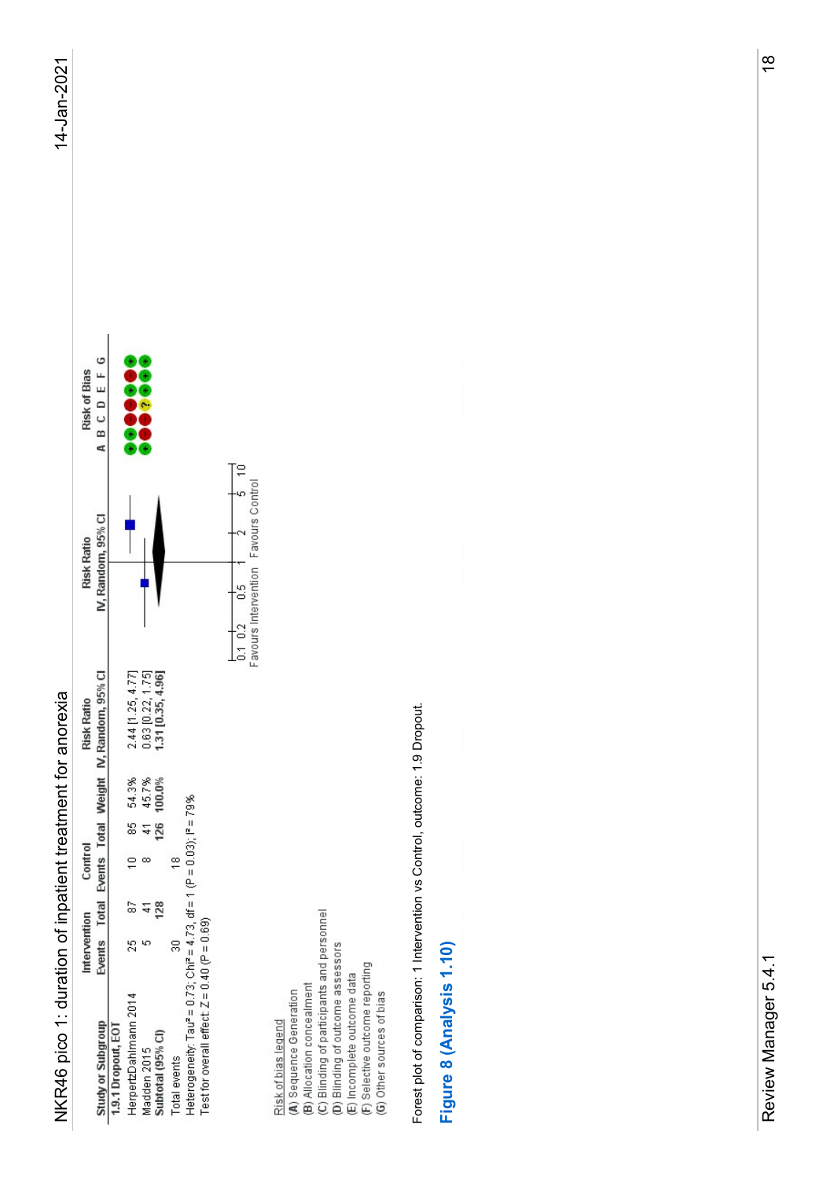## NKR46 pico 1: duration of inpatient treatment for anorexia

| Study or Subgroup | Intervention Events | Intervention Total | Control Events | Control Total | Weight | Risk Ratio IV, Random, 95% CI | Risk of Bias A B C D E F G |
|---|---|---|---|---|---|---|---|
| **1.9.1 Dropout, EOT** | | | | | | | |
| HerpertzDahlmann 2014 | 25 | 87 | 10 | 85 | 54.3% | 2.44 [1.25, 4.77] | + + − − + − + |
| Madden 2015 | 5 | 41 | 8 | 41 | 45.7% | 0.63 [0.22, 1.75] | + − − ? + + + |
| **Subtotal (95% CI)** | | **128** | | **126** | **100.0%** | **1.31 [0.35, 4.96]** | |
| Total events | 30 | | 18 | | | | |

Heterogeneity: Tau² = 0.73; Chi² = 4.73, df = 1 (P = 0.03); I² = 79%
Test for overall effect: Z = 0.40 (P = 0.69)

Axis: 0.1 0.2 0.5 1 2 5 10 — Favours Intervention / Favours Control

Risk of bias legend
(A) Sequence Generation
(B) Allocation concealment
(C) Blinding of participants and personnel
(D) Blinding of outcome assessors
(E) Incomplete outcome data
(F) Selective outcome reporting
(G) Other sources of bias

Forest plot of comparison: 1 Intervention vs Control, outcome: 1.9 Dropout.

**Figure 8 (Analysis 1.10)**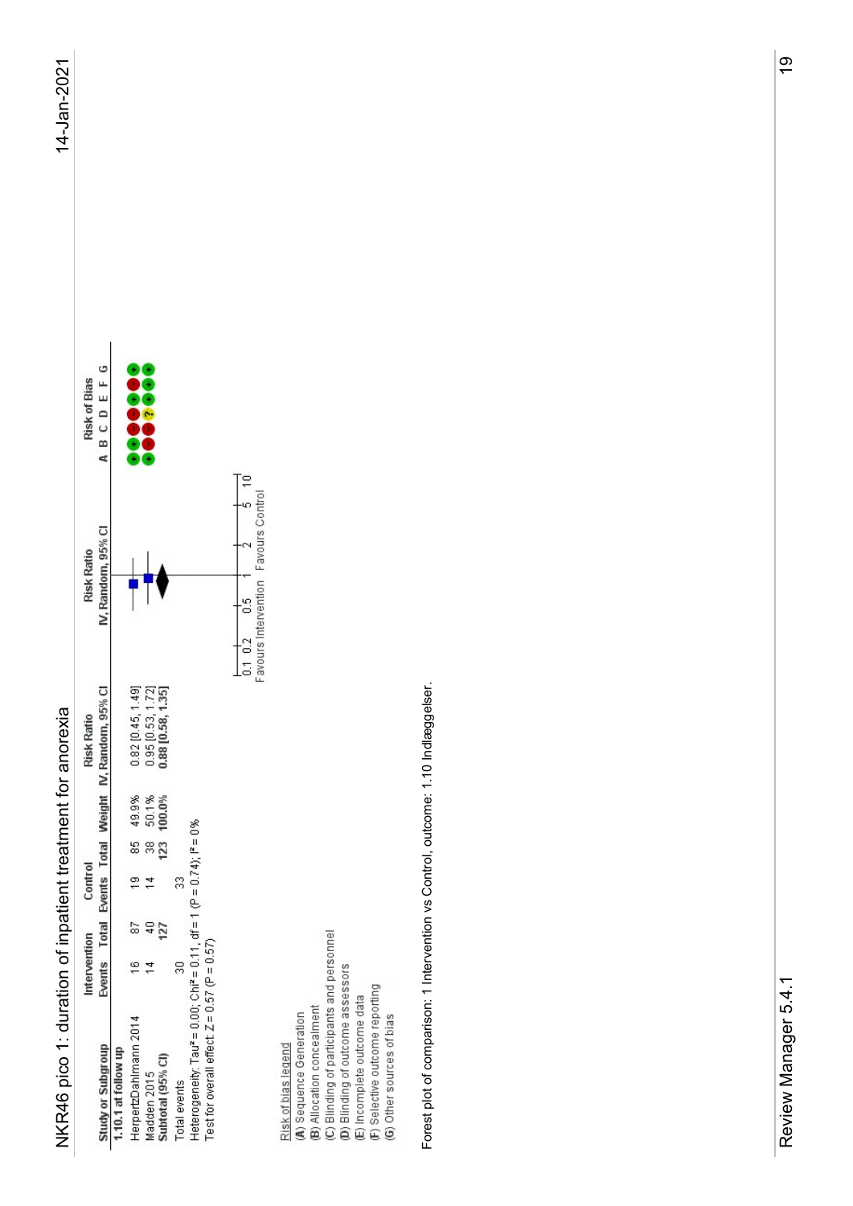# NKR46 pico 1: duration of inpatient treatment for anorexia

| Study or Subgroup | Intervention Events | Intervention Total | Control Events | Control Total | Weight | Risk Ratio IV, Random, 95% CI |
|---|---|---|---|---|---|---|
| **1.10.1 at follow up** | | | | | | |
| HerpertzDahlmann 2014 | 16 | 87 | 19 | 85 | 49.9% | 0.82 [0.45, 1.49] |
| Madden 2015 | 14 | 40 | 14 | 38 | 50.1% | 0.95 [0.53, 1.72] |
| **Subtotal (95% CI)** | | **127** | | **123** | **100.0%** | **0.88 [0.58, 1.35]** |
| Total events | 30 | | 33 | | | |

Heterogeneity: Tau² = 0.00; Chi² = 0.11, df = 1 (P = 0.74); I² = 0%

Test for overall effect: Z = 0.57 (P = 0.57)

Risk Ratio IV, Random, 95% CI

0.1 0.2 0.5 1 2 5 10

Favours Intervention Favours Control

Risk of Bias

A B C D E F G

Risk of bias legend

(A) Sequence Generation

(B) Allocation concealment

(C) Blinding of participants and personnel

(D) Blinding of outcome assessors

(E) Incomplete outcome data

(F) Selective outcome reporting

(G) Other sources of bias

Forest plot of comparison: 1 Intervention vs Control, outcome: 1.10 Indlæggelser.